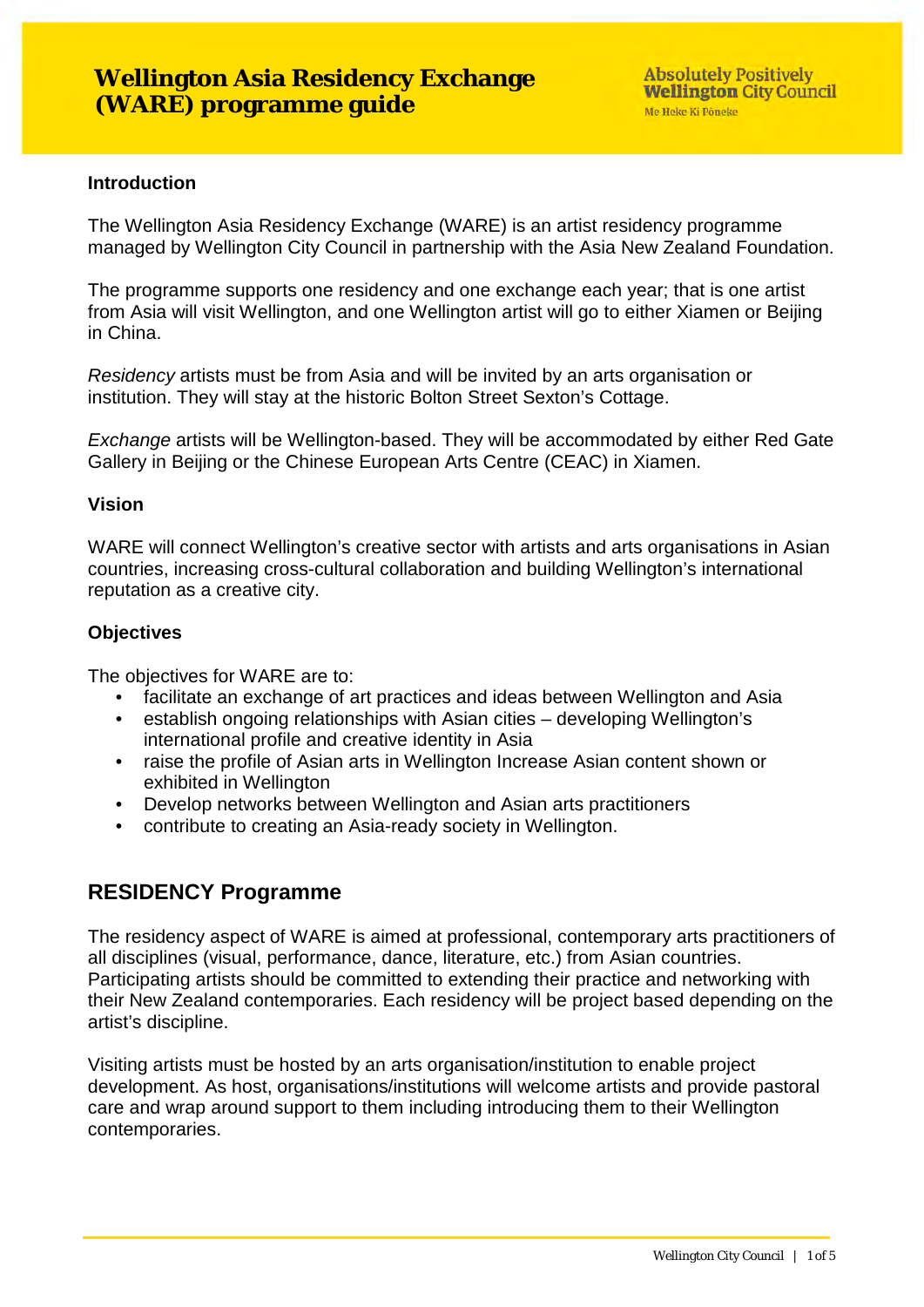# Wellington Asia Residency Exchange (WARE) programme guide

Absolutely Positively **Wellington** City Council
Me Heke Ki Pōneke

### Introduction

The Wellington Asia Residency Exchange (WARE) is an artist residency programme managed by Wellington City Council in partnership with the Asia New Zealand Foundation.

The programme supports one residency and one exchange each year; that is one artist from Asia will visit Wellington, and one Wellington artist will go to either Xiamen or Beijing in China.

*Residency* artists must be from Asia and will be invited by an arts organisation or institution. They will stay at the historic Bolton Street Sexton's Cottage.

*Exchange* artists will be Wellington-based. They will be accommodated by either Red Gate Gallery in Beijing or the Chinese European Arts Centre (CEAC) in Xiamen.

### Vision

WARE will connect Wellington's creative sector with artists and arts organisations in Asian countries, increasing cross-cultural collaboration and building Wellington's international reputation as a creative city.

### Objectives

The objectives for WARE are to:

- facilitate an exchange of art practices and ideas between Wellington and Asia
- establish ongoing relationships with Asian cities – developing Wellington's international profile and creative identity in Asia
- raise the profile of Asian arts in Wellington Increase Asian content shown or exhibited in Wellington
- Develop networks between Wellington and Asian arts practitioners
- contribute to creating an Asia-ready society in Wellington.

## RESIDENCY Programme

The residency aspect of WARE is aimed at professional, contemporary arts practitioners of all disciplines (visual, performance, dance, literature, etc.) from Asian countries. Participating artists should be committed to extending their practice and networking with their New Zealand contemporaries. Each residency will be project based depending on the artist's discipline.

Visiting artists must be hosted by an arts organisation/institution to enable project development. As host, organisations/institutions will welcome artists and provide pastoral care and wrap around support to them including introducing them to their Wellington contemporaries.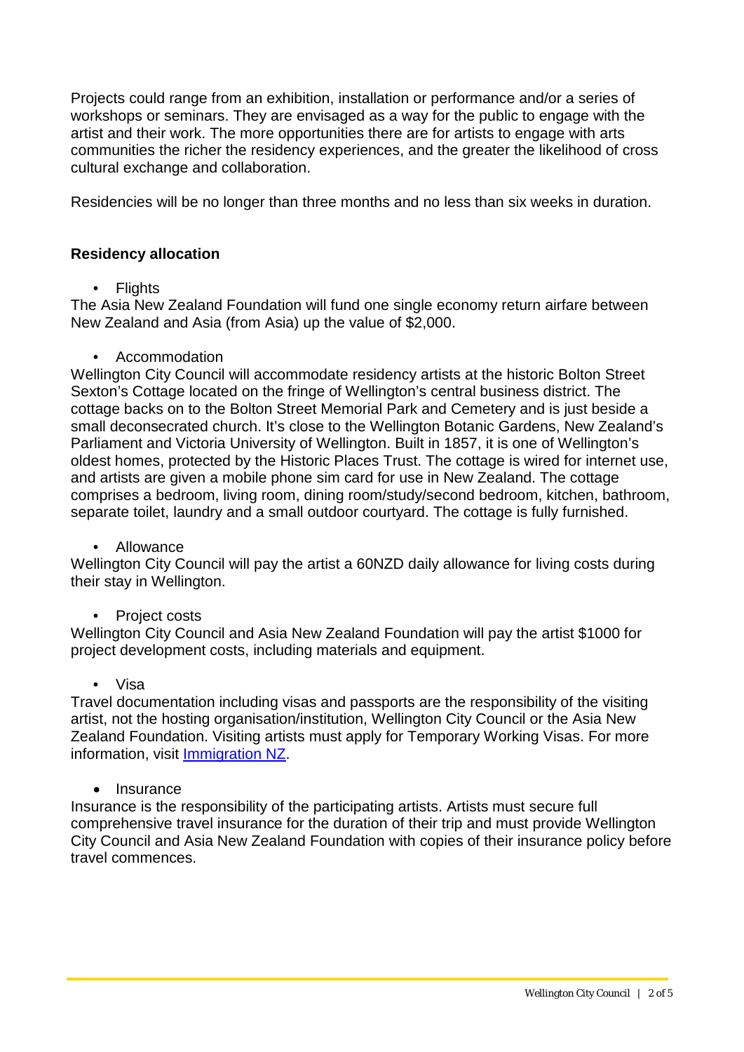Projects could range from an exhibition, installation or performance and/or a series of workshops or seminars. They are envisaged as a way for the public to engage with the artist and their work. The more opportunities there are for artists to engage with arts communities the richer the residency experiences, and the greater the likelihood of cross cultural exchange and collaboration.

Residencies will be no longer than three months and no less than six weeks in duration.

**Residency allocation**

- Flights

The Asia New Zealand Foundation will fund one single economy return airfare between New Zealand and Asia (from Asia) up the value of $2,000.

- Accommodation

Wellington City Council will accommodate residency artists at the historic Bolton Street Sexton's Cottage located on the fringe of Wellington's central business district. The cottage backs on to the Bolton Street Memorial Park and Cemetery and is just beside a small deconsecrated church. It's close to the Wellington Botanic Gardens, New Zealand's Parliament and Victoria University of Wellington. Built in 1857, it is one of Wellington's oldest homes, protected by the Historic Places Trust. The cottage is wired for internet use, and artists are given a mobile phone sim card for use in New Zealand. The cottage comprises a bedroom, living room, dining room/study/second bedroom, kitchen, bathroom, separate toilet, laundry and a small outdoor courtyard. The cottage is fully furnished.

- Allowance

Wellington City Council will pay the artist a 60NZD daily allowance for living costs during their stay in Wellington.

- Project costs

Wellington City Council and Asia New Zealand Foundation will pay the artist $1000 for project development costs, including materials and equipment.

- Visa

Travel documentation including visas and passports are the responsibility of the visiting artist, not the hosting organisation/institution, Wellington City Council or the Asia New Zealand Foundation. Visiting artists must apply for Temporary Working Visas. For more information, visit [Immigration NZ](#).

- Insurance

Insurance is the responsibility of the participating artists. Artists must secure full comprehensive travel insurance for the duration of their trip and must provide Wellington City Council and Asia New Zealand Foundation with copies of their insurance policy before travel commences.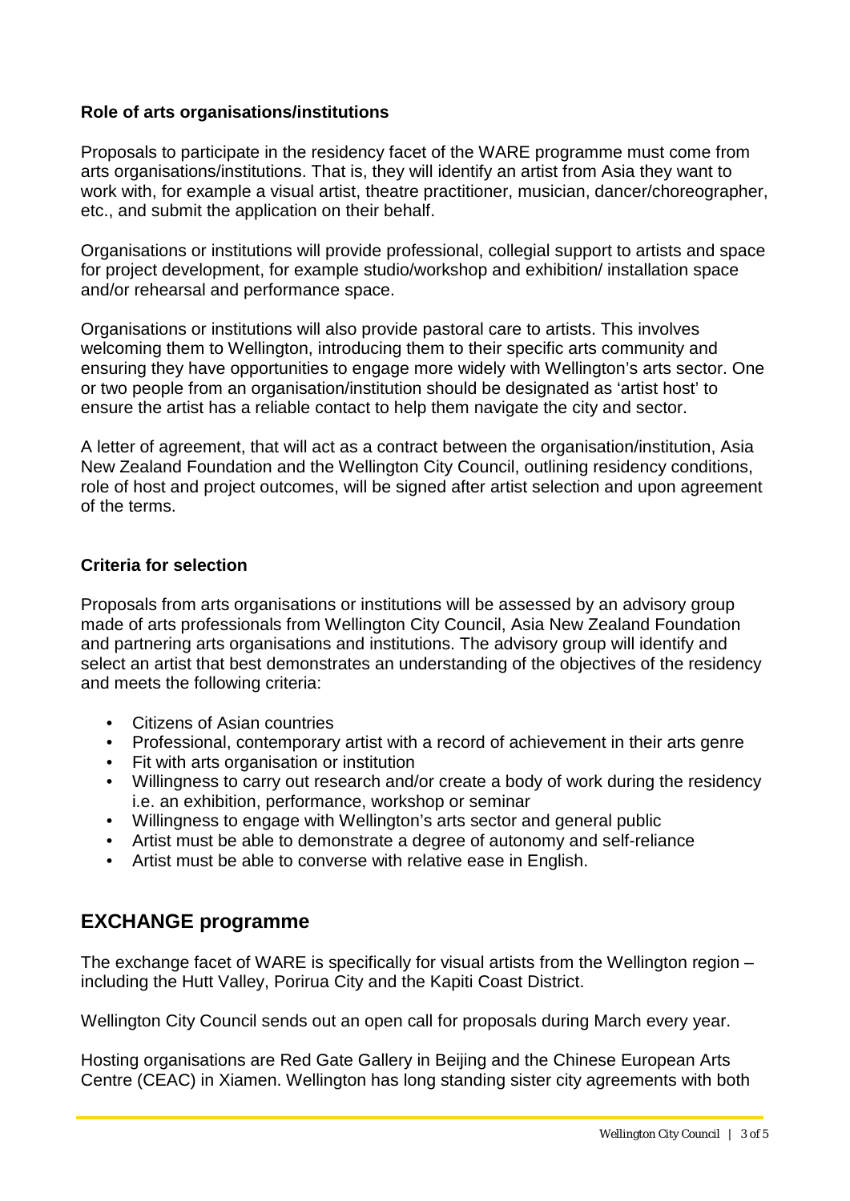### Role of arts organisations/institutions

Proposals to participate in the residency facet of the WARE programme must come from arts organisations/institutions. That is, they will identify an artist from Asia they want to work with, for example a visual artist, theatre practitioner, musician, dancer/choreographer, etc., and submit the application on their behalf.

Organisations or institutions will provide professional, collegial support to artists and space for project development, for example studio/workshop and exhibition/ installation space and/or rehearsal and performance space.

Organisations or institutions will also provide pastoral care to artists. This involves welcoming them to Wellington, introducing them to their specific arts community and ensuring they have opportunities to engage more widely with Wellington's arts sector. One or two people from an organisation/institution should be designated as 'artist host' to ensure the artist has a reliable contact to help them navigate the city and sector.

A letter of agreement, that will act as a contract between the organisation/institution, Asia New Zealand Foundation and the Wellington City Council, outlining residency conditions, role of host and project outcomes, will be signed after artist selection and upon agreement of the terms.

### Criteria for selection

Proposals from arts organisations or institutions will be assessed by an advisory group made of arts professionals from Wellington City Council, Asia New Zealand Foundation and partnering arts organisations and institutions. The advisory group will identify and select an artist that best demonstrates an understanding of the objectives of the residency and meets the following criteria:

- Citizens of Asian countries
- Professional, contemporary artist with a record of achievement in their arts genre
- Fit with arts organisation or institution
- Willingness to carry out research and/or create a body of work during the residency i.e. an exhibition, performance, workshop or seminar
- Willingness to engage with Wellington's arts sector and general public
- Artist must be able to demonstrate a degree of autonomy and self-reliance
- Artist must be able to converse with relative ease in English.

## EXCHANGE programme

The exchange facet of WARE is specifically for visual artists from the Wellington region – including the Hutt Valley, Porirua City and the Kapiti Coast District.

Wellington City Council sends out an open call for proposals during March every year.

Hosting organisations are Red Gate Gallery in Beijing and the Chinese European Arts Centre (CEAC) in Xiamen. Wellington has long standing sister city agreements with both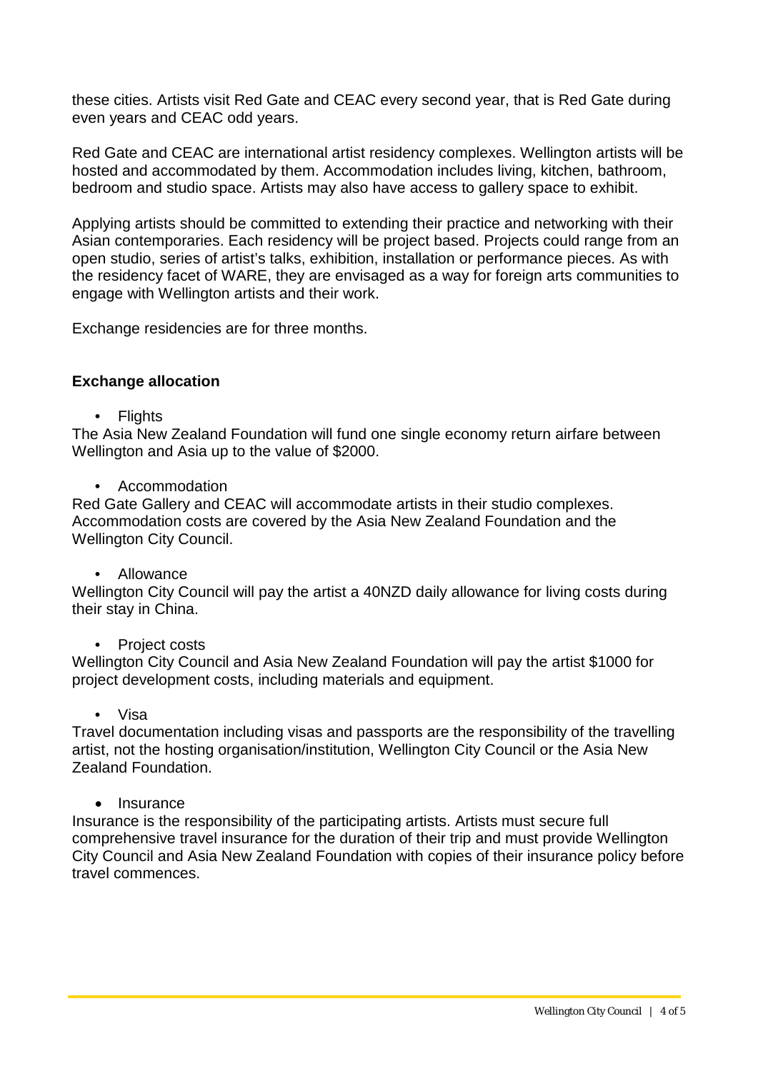these cities. Artists visit Red Gate and CEAC every second year, that is Red Gate during even years and CEAC odd years.

Red Gate and CEAC are international artist residency complexes. Wellington artists will be hosted and accommodated by them. Accommodation includes living, kitchen, bathroom, bedroom and studio space. Artists may also have access to gallery space to exhibit.

Applying artists should be committed to extending their practice and networking with their Asian contemporaries. Each residency will be project based. Projects could range from an open studio, series of artist's talks, exhibition, installation or performance pieces. As with the residency facet of WARE, they are envisaged as a way for foreign arts communities to engage with Wellington artists and their work.

Exchange residencies are for three months.

**Exchange allocation**

- Flights

The Asia New Zealand Foundation will fund one single economy return airfare between Wellington and Asia up to the value of $2000.

- Accommodation

Red Gate Gallery and CEAC will accommodate artists in their studio complexes. Accommodation costs are covered by the Asia New Zealand Foundation and the Wellington City Council.

- Allowance

Wellington City Council will pay the artist a 40NZD daily allowance for living costs during their stay in China.

- Project costs

Wellington City Council and Asia New Zealand Foundation will pay the artist $1000 for project development costs, including materials and equipment.

- Visa

Travel documentation including visas and passports are the responsibility of the travelling artist, not the hosting organisation/institution, Wellington City Council or the Asia New Zealand Foundation.

- Insurance

Insurance is the responsibility of the participating artists. Artists must secure full comprehensive travel insurance for the duration of their trip and must provide Wellington City Council and Asia New Zealand Foundation with copies of their insurance policy before travel commences.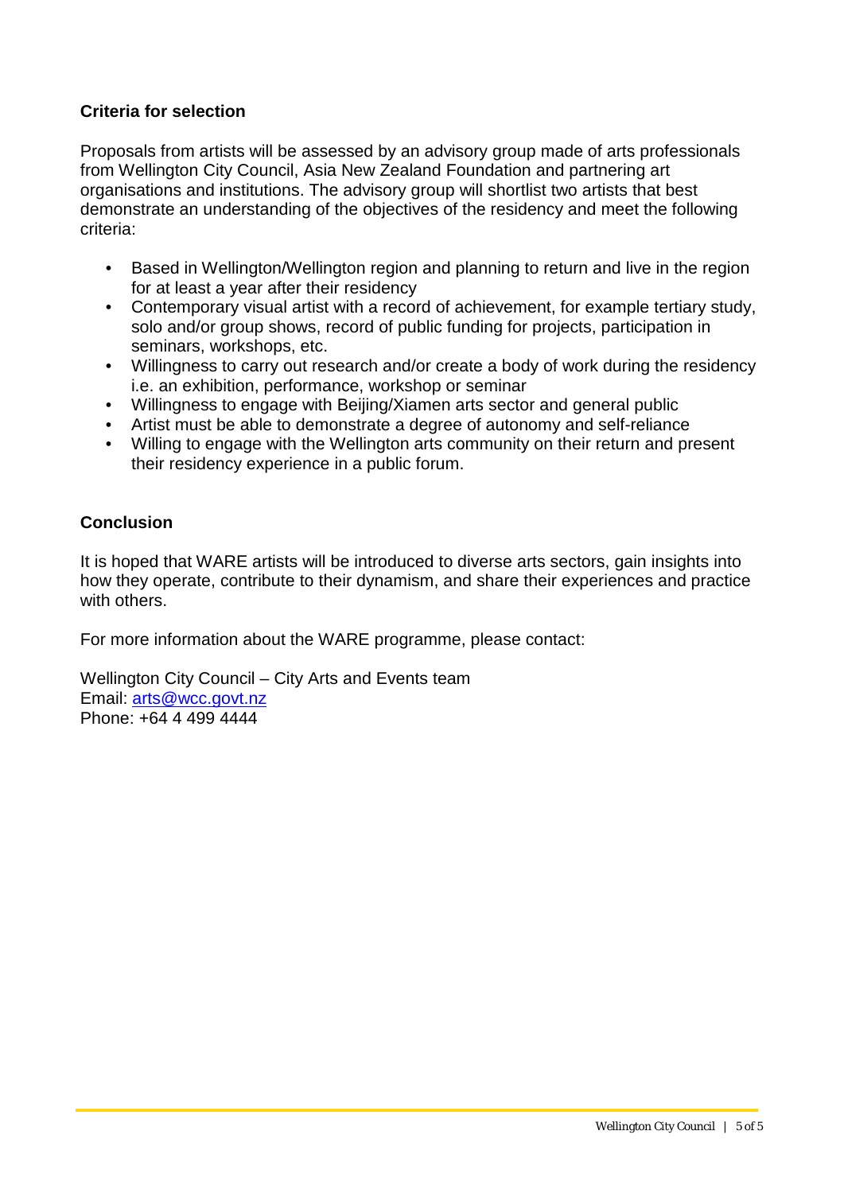**Criteria for selection**

Proposals from artists will be assessed by an advisory group made of arts professionals from Wellington City Council, Asia New Zealand Foundation and partnering art organisations and institutions. The advisory group will shortlist two artists that best demonstrate an understanding of the objectives of the residency and meet the following criteria:

- Based in Wellington/Wellington region and planning to return and live in the region for at least a year after their residency
- Contemporary visual artist with a record of achievement, for example tertiary study, solo and/or group shows, record of public funding for projects, participation in seminars, workshops, etc.
- Willingness to carry out research and/or create a body of work during the residency i.e. an exhibition, performance, workshop or seminar
- Willingness to engage with Beijing/Xiamen arts sector and general public
- Artist must be able to demonstrate a degree of autonomy and self-reliance
- Willing to engage with the Wellington arts community on their return and present their residency experience in a public forum.

**Conclusion**

It is hoped that WARE artists will be introduced to diverse arts sectors, gain insights into how they operate, contribute to their dynamism, and share their experiences and practice with others.

For more information about the WARE programme, please contact:

Wellington City Council – City Arts and Events team
Email: arts@wcc.govt.nz
Phone: +64 4 499 4444